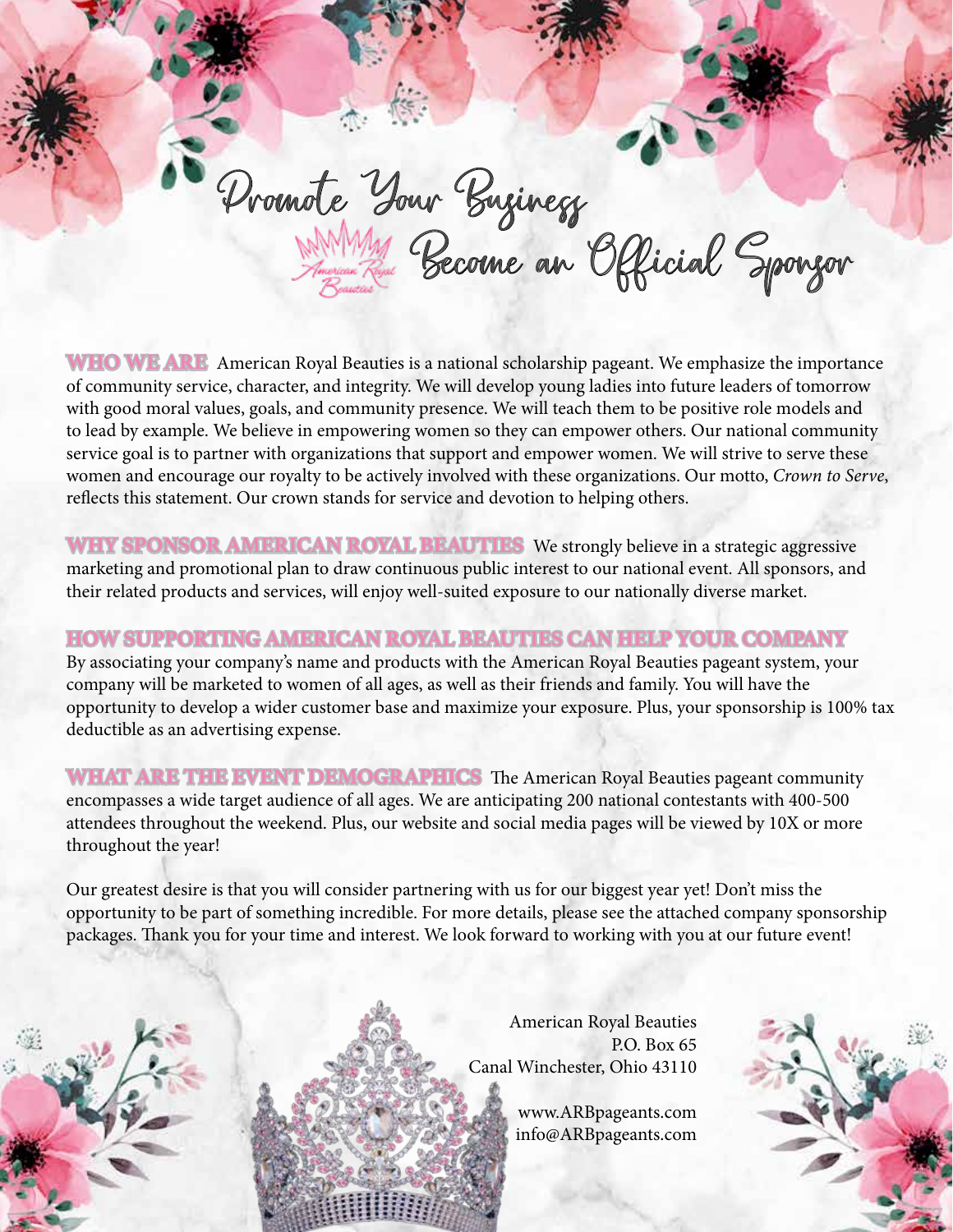# Promote Your Business

## Become an Official Sponsor

**WHO WE ARE** American Royal Beauties is a national scholarship pageant. We emphasize the importance of community service, character, and integrity. We will develop young ladies into future leaders of tomorrow with good moral values, goals, and community presence. We will teach them to be positive role models and to lead by example. We believe in empowering women so they can empower others. Our national community service goal is to partner with organizations that support and empower women. We will strive to serve these women and encourage our royalty to be actively involved with these organizations. Our motto, *Crown to Serve*, reflects this statement. Our crown stands for service and devotion to helping others.

**WHY SPONSOR AMERICAN ROYAL BEAUTIES** We strongly believe in a strategic aggressive marketing and promotional plan to draw continuous public interest to our national event. All sponsors, and their related products and services, will enjoy well-suited exposure to our nationally diverse market.

**HOW SUPPORTING AMERICAN ROYAL BEAUTIES CAN HELP YOUR COMPANY**
By associating your company's name and products with the American Royal Beauties pageant system, your company will be marketed to women of all ages, as well as their friends and family. You will have the opportunity to develop a wider customer base and maximize your exposure. Plus, your sponsorship is 100% tax deductible as an advertising expense.

**WHAT ARE THE EVENT DEMOGRAPHICS** The American Royal Beauties pageant community encompasses a wide target audience of all ages. We are anticipating 200 national contestants with 400-500 attendees throughout the weekend. Plus, our website and social media pages will be viewed by 10X or more throughout the year!

Our greatest desire is that you will consider partnering with us for our biggest year yet! Don't miss the opportunity to be part of something incredible. For more details, please see the attached company sponsorship packages. Thank you for your time and interest. We look forward to working with you at our future event!

American Royal Beauties
P.O. Box 65
Canal Winchester, Ohio 43110

www.ARBpageants.com
info@ARBpageants.com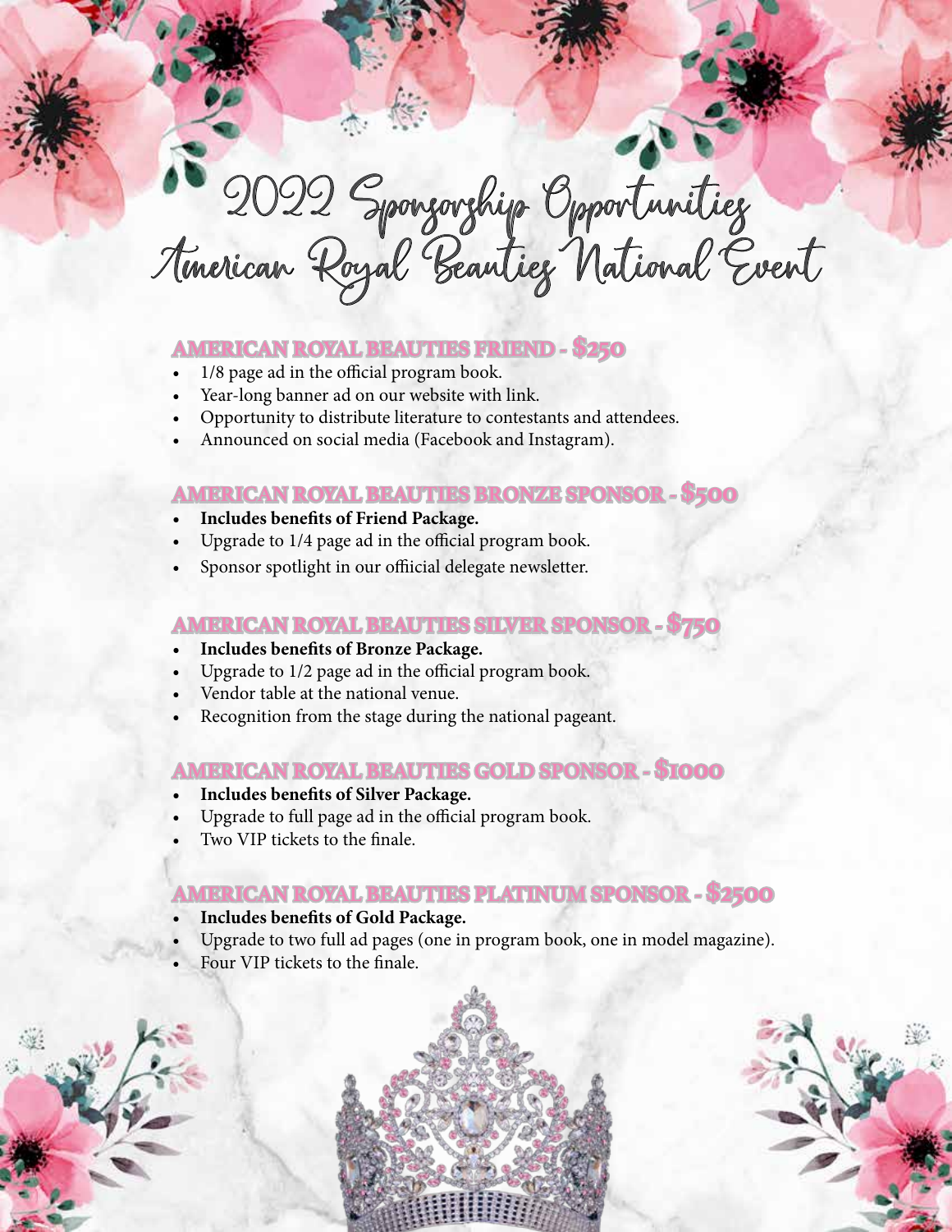# 2022 Sponsorship Opportunities
# American Royal Beauties National Event

## AMERICAN ROYAL BEAUTIES FRIEND - $250

- 1/8 page ad in the official program book.
- Year-long banner ad on our website with link.
- Opportunity to distribute literature to contestants and attendees.
- Announced on social media (Facebook and Instagram).

## AMERICAN ROYAL BEAUTIES BRONZE SPONSOR - $500

- **Includes benefits of Friend Package.**
- Upgrade to 1/4 page ad in the official program book.
- Sponsor spotlight in our offiicial delegate newsletter.

## AMERICAN ROYAL BEAUTIES SILVER SPONSOR - $750

- **Includes benefits of Bronze Package.**
- Upgrade to 1/2 page ad in the official program book.
- Vendor table at the national venue.
- Recognition from the stage during the national pageant.

## AMERICAN ROYAL BEAUTIES GOLD SPONSOR - $1000

- **Includes benefits of Silver Package.**
- Upgrade to full page ad in the official program book.
- Two VIP tickets to the finale.

## AMERICAN ROYAL BEAUTIES PLATINUM SPONSOR - $2500

- **Includes benefits of Gold Package.**
- Upgrade to two full ad pages (one in program book, one in model magazine).
- Four VIP tickets to the finale.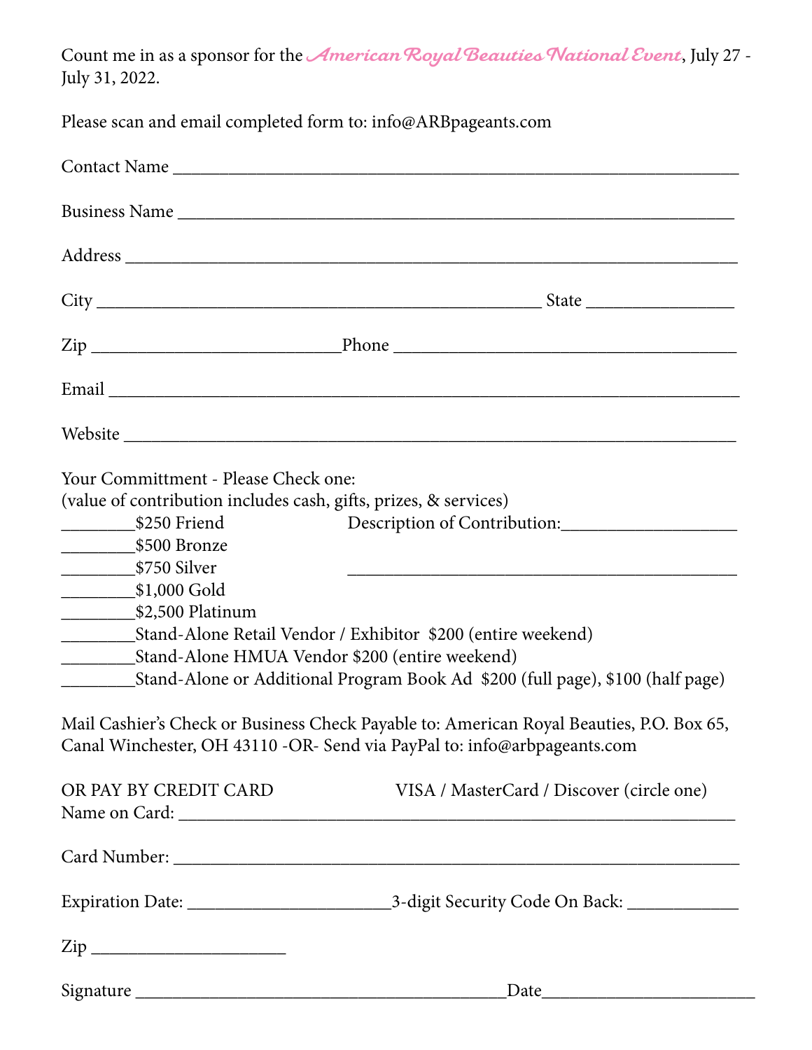Count me in as a sponsor for the *American Royal Beauties National Event*, July 27 - July 31, 2022.

Please scan and email completed form to: info@ARBpageants.com

Contact Name _______________________________________________________________

Business Name ______________________________________________________________

Address ___________________________________________________________________

City ____________________________________________ State _______________

Zip __________________________Phone ___________________________________

Email ____________________________________________________________________

Website __________________________________________________________________

Your Committment - Please Check one:
(value of contribution includes cash, gifts, prizes, & services)

________$250 Friend          Description of Contribution:___________________
________$500 Bronze
________$750 Silver          _________________________________________
________$1,000 Gold
________$2,500 Platinum
________Stand-Alone Retail Vendor / Exhibitor $200 (entire weekend)
________Stand-Alone HMUA Vendor $200 (entire weekend)
________Stand-Alone or Additional Program Book Ad $200 (full page), $100 (half page)

Mail Cashier's Check or Business Check Payable to: American Royal Beauties, P.O. Box 65, Canal Winchester, OH 43110 -OR- Send via PayPal to: info@arbpageants.com

OR PAY BY CREDIT CARD          VISA / MasterCard / Discover (circle one)
Name on Card: ______________________________________________________________

Card Number: _______________________________________________________________

Expiration Date: ______________________3-digit Security Code On Back: ___________

Zip _____________________

Signature ________________________________________Date_______________________